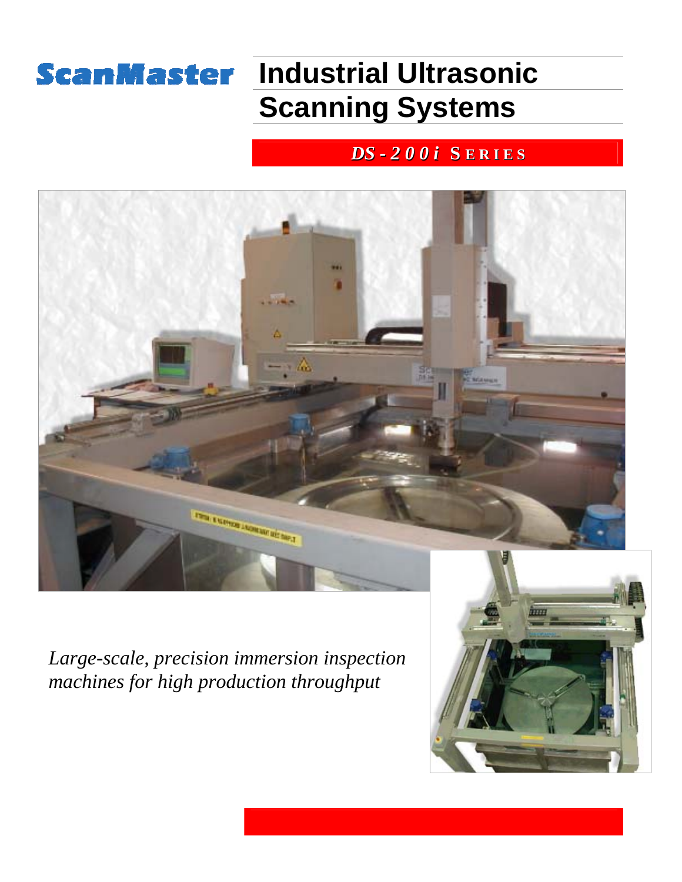ScanMaster

# Industrial Ultrasonic Scanning Systems

## *DS-200i* SERIES

*Large-scale, precision immersion inspection machines for high production throughput*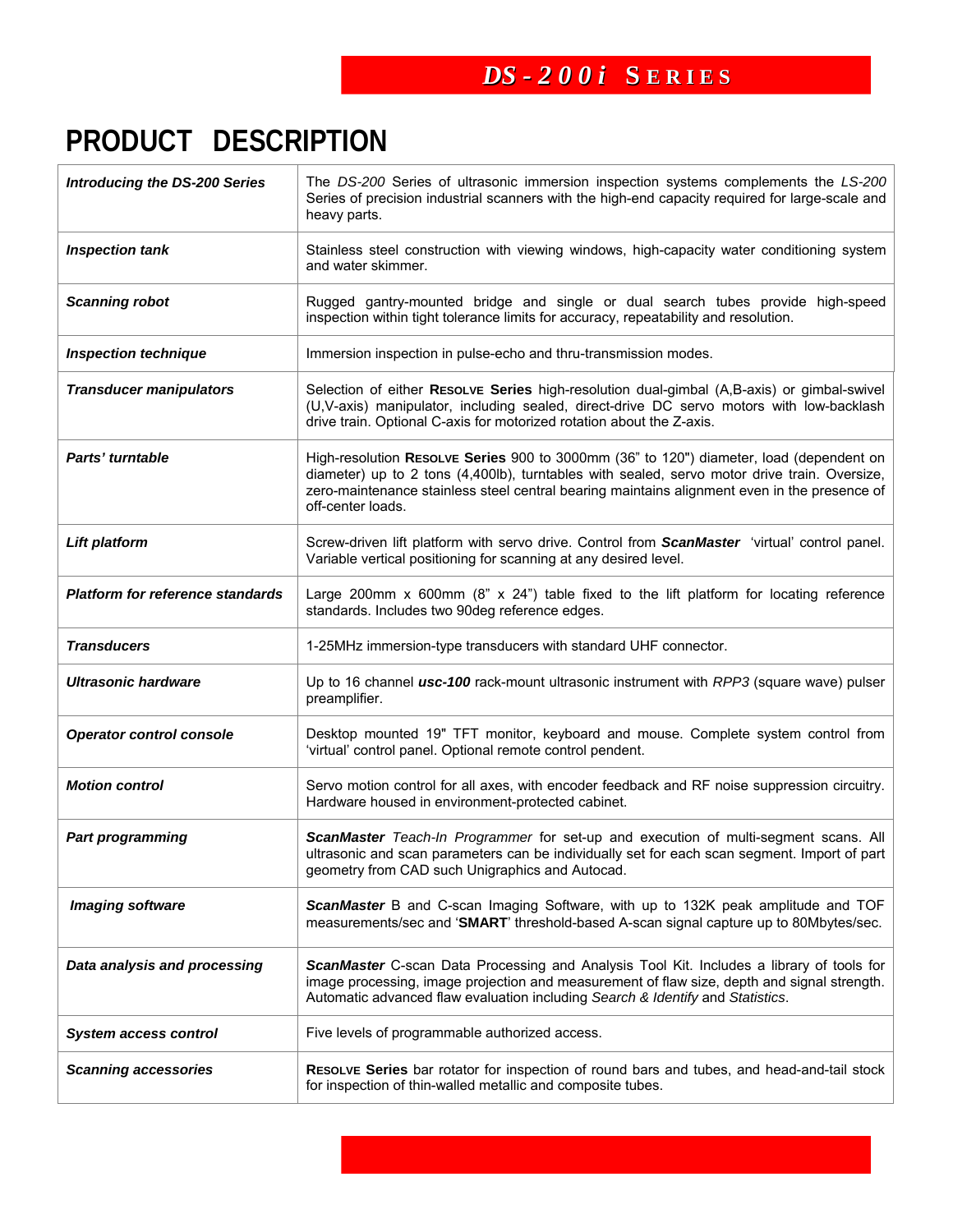# PRODUCT DESCRIPTION

| | |
|---|---|
| ***Introducing the DS-200 Series*** | The *DS-200* Series of ultrasonic immersion inspection systems complements the *LS-200* Series of precision industrial scanners with the high-end capacity required for large-scale and heavy parts. |
| ***Inspection tank*** | Stainless steel construction with viewing windows, high-capacity water conditioning system and water skimmer. |
| ***Scanning robot*** | Rugged gantry-mounted bridge and single or dual search tubes provide high-speed inspection within tight tolerance limits for accuracy, repeatability and resolution. |
| ***Inspection technique*** | Immersion inspection in pulse-echo and thru-transmission modes. |
| ***Transducer manipulators*** | Selection of either **Resolve Series** high-resolution dual-gimbal (A,B-axis) or gimbal-swivel (U,V-axis) manipulator, including sealed, direct-drive DC servo motors with low-backlash drive train. Optional C-axis for motorized rotation about the Z-axis. |
| ***Parts' turntable*** | High-resolution **Resolve Series** 900 to 3000mm (36" to 120") diameter, load (dependent on diameter) up to 2 tons (4,400lb), turntables with sealed, servo motor drive train. Oversize, zero-maintenance stainless steel central bearing maintains alignment even in the presence of off-center loads. |
| ***Lift platform*** | Screw-driven lift platform with servo drive. Control from ***ScanMaster*** 'virtual' control panel. Variable vertical positioning for scanning at any desired level. |
| ***Platform for reference standards*** | Large 200mm x 600mm (8" x 24") table fixed to the lift platform for locating reference standards. Includes two 90deg reference edges. |
| ***Transducers*** | 1-25MHz immersion-type transducers with standard UHF connector. |
| ***Ultrasonic hardware*** | Up to 16 channel ***usc-100*** rack-mount ultrasonic instrument with *RPP3* (square wave) pulser preamplifier. |
| ***Operator control console*** | Desktop mounted 19" TFT monitor, keyboard and mouse. Complete system control from 'virtual' control panel. Optional remote control pendent. |
| ***Motion control*** | Servo motion control for all axes, with encoder feedback and RF noise suppression circuitry. Hardware housed in environment-protected cabinet. |
| ***Part programming*** | ***ScanMaster*** *Teach-In Programmer* for set-up and execution of multi-segment scans. All ultrasonic and scan parameters can be individually set for each scan segment. Import of part geometry from CAD such Unigraphics and Autocad. |
| ***Imaging software*** | ***ScanMaster*** B and C-scan Imaging Software, with up to 132K peak amplitude and TOF measurements/sec and '**SMART**' threshold-based A-scan signal capture up to 80Mbytes/sec. |
| ***Data analysis and processing*** | ***ScanMaster*** C-scan Data Processing and Analysis Tool Kit. Includes a library of tools for image processing, image projection and measurement of flaw size, depth and signal strength. Automatic advanced flaw evaluation including *Search & Identify* and *Statistics*. |
| ***System access control*** | Five levels of programmable authorized access. |
| ***Scanning accessories*** | **Resolve Series** bar rotator for inspection of round bars and tubes, and head-and-tail stock for inspection of thin-walled metallic and composite tubes. |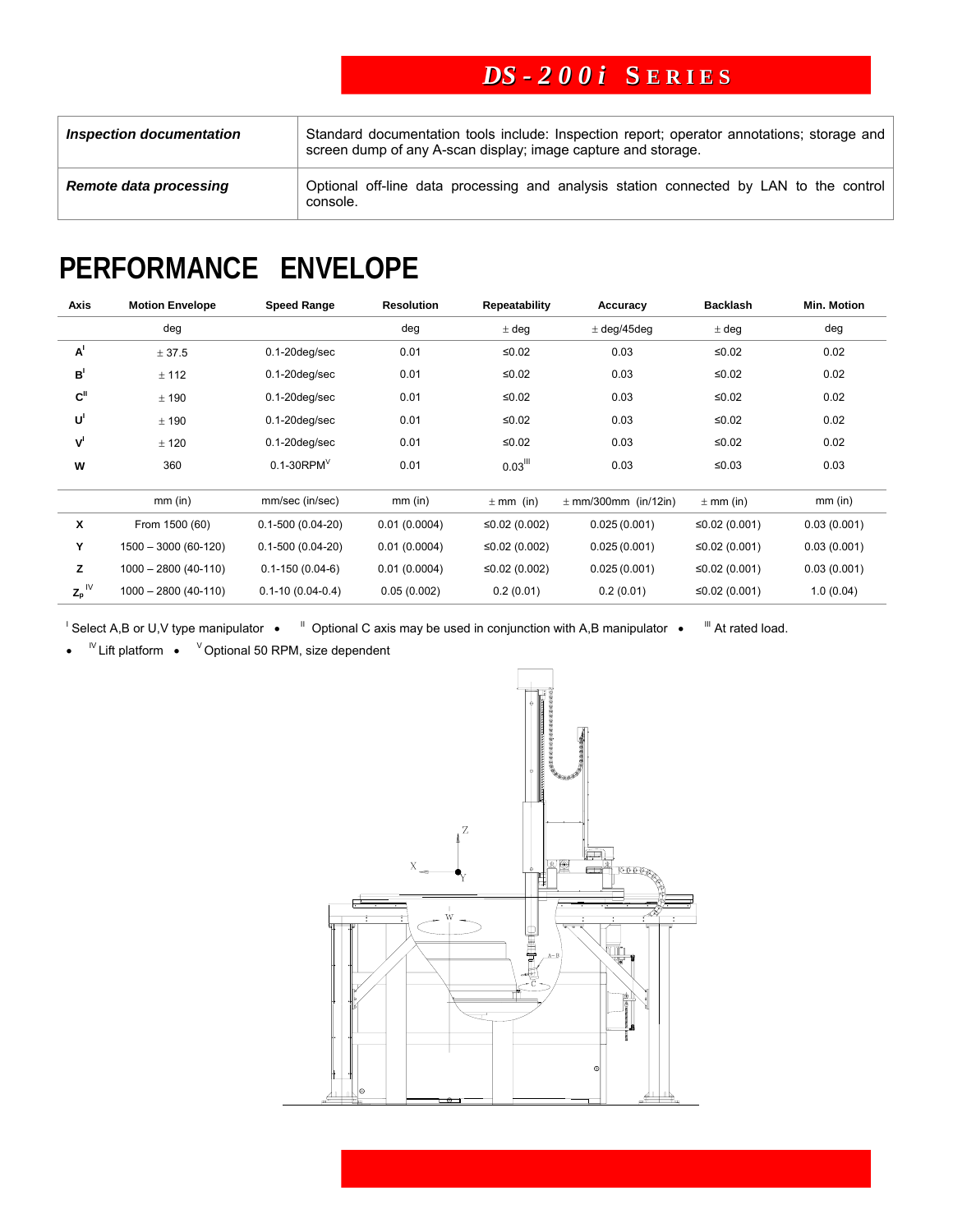| | |
|---|---|
| ***Inspection documentation*** | Standard documentation tools include: Inspection report; operator annotations; storage and screen dump of any A-scan display; image capture and storage. |
| ***Remote data processing*** | Optional off-line data processing and analysis station connected by LAN to the control console. |

# PERFORMANCE ENVELOPE

| Axis | Motion Envelope | Speed Range | Resolution | Repeatability | Accuracy | Backlash | Min. Motion |
|---|---|---|---|---|---|---|---|
| | deg | | deg | ± deg | ± deg/45deg | ± deg | deg |
| A[I] | ± 37.5 | 0.1-20deg/sec | 0.01 | ≤0.02 | 0.03 | ≤0.02 | 0.02 |
| B[I] | ± 112 | 0.1-20deg/sec | 0.01 | ≤0.02 | 0.03 | ≤0.02 | 0.02 |
| C[II] | ± 190 | 0.1-20deg/sec | 0.01 | ≤0.02 | 0.03 | ≤0.02 | 0.02 |
| U[I] | ± 190 | 0.1-20deg/sec | 0.01 | ≤0.02 | 0.03 | ≤0.02 | 0.02 |
| V[I] | ± 120 | 0.1-20deg/sec | 0.01 | ≤0.02 | 0.03 | ≤0.02 | 0.02 |
| W | 360 | 0.1-30RPM[V] | 0.01 | 0.03[III] | 0.03 | ≤0.03 | 0.03 |
| | mm (in) | mm/sec (in/sec) | mm (in) | ± mm (in) | ± mm/300mm (in/12in) | ± mm (in) | mm (in) |
| X | From 1500 (60) | 0.1-500 (0.04-20) | 0.01 (0.0004) | ≤0.02 (0.002) | 0.025 (0.001) | ≤0.02 (0.001) | 0.03 (0.001) |
| Y | 1500 – 3000 (60-120) | 0.1-500 (0.04-20) | 0.01 (0.0004) | ≤0.02 (0.002) | 0.025 (0.001) | ≤0.02 (0.001) | 0.03 (0.001) |
| Z | 1000 – 2800 (40-110) | 0.1-150 (0.04-6) | 0.01 (0.0004) | ≤0.02 (0.002) | 0.025 (0.001) | ≤0.02 (0.001) | 0.03 (0.001) |
| $Z_p$ [IV] | 1000 – 2800 (40-110) | 0.1-10 (0.04-0.4) | 0.05 (0.002) | 0.2 (0.01) | 0.2 (0.01) | ≤0.02 (0.001) | 1.0 (0.04) |

[I] Select A,B or U,V type manipulator • [II] Optional C axis may be used in conjunction with A,B manipulator • [III] At rated load. • [IV] Lift platform • [V] Optional 50 RPM, size dependent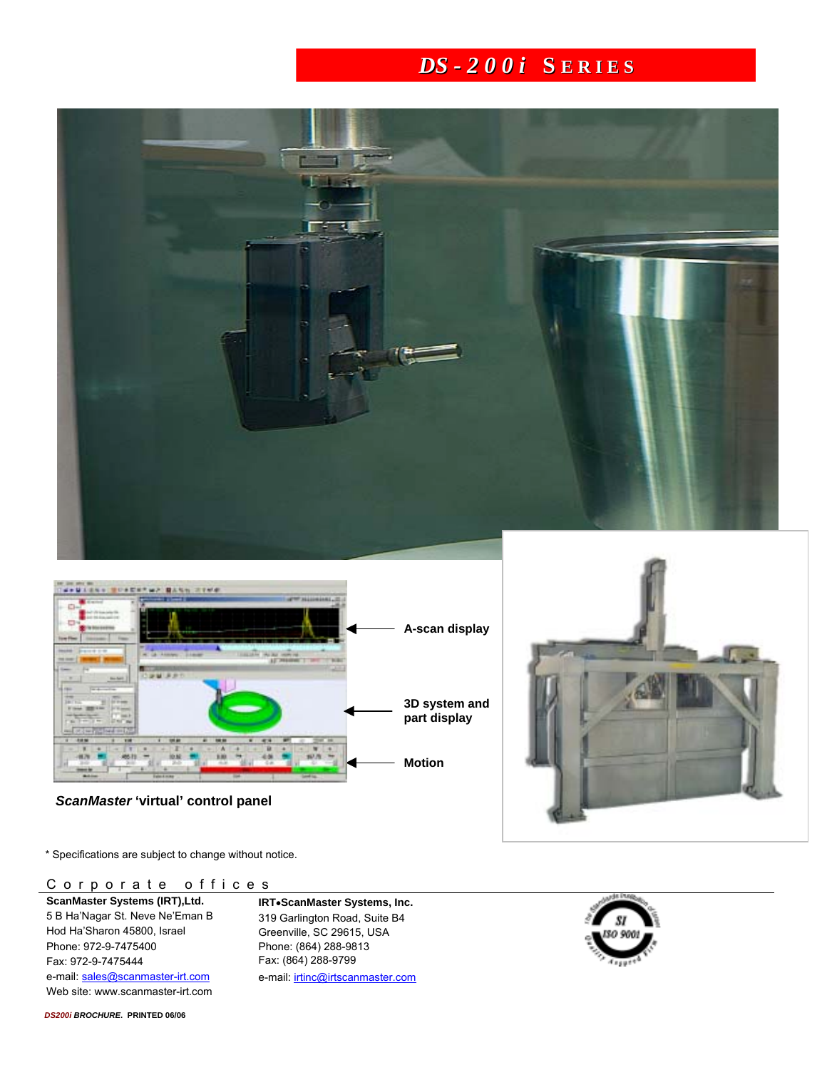# DS-200i SERIES

A-scan display

3D system and part display

Motion

***ScanMaster* 'virtual' control panel**

* Specifications are subject to change without notice.

## Corporate offices

**ScanMaster Systems (IRT),Ltd.**
5 B Ha'Nagar St. Neve Ne'Eman B
Hod Ha'Sharon 45800, Israel
Phone: 972-9-7475400
Fax: 972-9-7475444
e-mail: sales@scanmaster-irt.com
Web site: www.scanmaster-irt.com

**IRT•ScanMaster Systems, Inc.**
319 Garlington Road, Suite B4
Greenville, SC 29615, USA
Phone: (864) 288-9813
Fax: (864) 288-9799
e-mail: irtinc@irtscanmaster.com

***DS200i BROCHURE.* PRINTED 06/06**